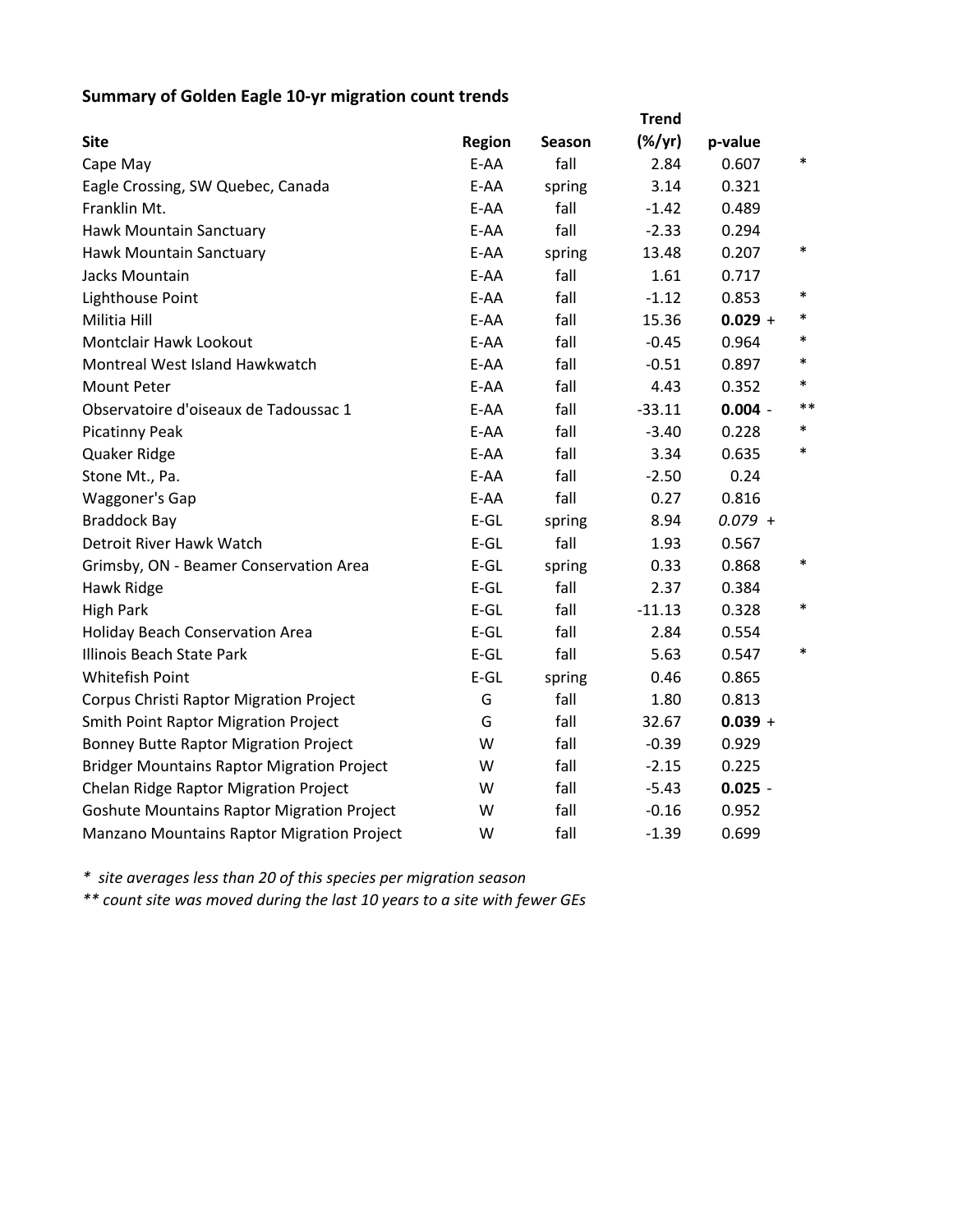**Summary of Golden Eagle 10-yr migration count trends**

| Site | Region | Season | Trend (%/yr) | p-value | |
|---|---|---|---|---|---|
| Cape May | E-AA | fall | 2.84 | 0.607 | * |
| Eagle Crossing, SW Quebec, Canada | E-AA | spring | 3.14 | 0.321 | |
| Franklin Mt. | E-AA | fall | -1.42 | 0.489 | |
| Hawk Mountain Sanctuary | E-AA | fall | -2.33 | 0.294 | |
| Hawk Mountain Sanctuary | E-AA | spring | 13.48 | 0.207 | * |
| Jacks Mountain | E-AA | fall | 1.61 | 0.717 | |
| Lighthouse Point | E-AA | fall | -1.12 | 0.853 | * |
| Militia Hill | E-AA | fall | 15.36 | **0.029** + | * |
| Montclair Hawk Lookout | E-AA | fall | -0.45 | 0.964 | * |
| Montreal West Island Hawkwatch | E-AA | fall | -0.51 | 0.897 | * |
| Mount Peter | E-AA | fall | 4.43 | 0.352 | * |
| Observatoire d'oiseaux de Tadoussac 1 | E-AA | fall | -33.11 | **0.004** - | ** |
| Picatinny Peak | E-AA | fall | -3.40 | 0.228 | * |
| Quaker Ridge | E-AA | fall | 3.34 | 0.635 | * |
| Stone Mt., Pa. | E-AA | fall | -2.50 | 0.24 | |
| Waggoner's Gap | E-AA | fall | 0.27 | 0.816 | |
| Braddock Bay | E-GL | spring | 8.94 | *0.079* + | |
| Detroit River Hawk Watch | E-GL | fall | 1.93 | 0.567 | |
| Grimsby, ON - Beamer Conservation Area | E-GL | spring | 0.33 | 0.868 | * |
| Hawk Ridge | E-GL | fall | 2.37 | 0.384 | |
| High Park | E-GL | fall | -11.13 | 0.328 | * |
| Holiday Beach Conservation Area | E-GL | fall | 2.84 | 0.554 | |
| Illinois Beach State Park | E-GL | fall | 5.63 | 0.547 | * |
| Whitefish Point | E-GL | spring | 0.46 | 0.865 | |
| Corpus Christi Raptor Migration Project | G | fall | 1.80 | 0.813 | |
| Smith Point Raptor Migration Project | G | fall | 32.67 | **0.039** + | |
| Bonney Butte Raptor Migration Project | W | fall | -0.39 | 0.929 | |
| Bridger Mountains Raptor Migration Project | W | fall | -2.15 | 0.225 | |
| Chelan Ridge Raptor Migration Project | W | fall | -5.43 | **0.025** - | |
| Goshute Mountains Raptor Migration Project | W | fall | -0.16 | 0.952 | |
| Manzano Mountains Raptor Migration Project | W | fall | -1.39 | 0.699 | |

*\* site averages less than 20 of this species per migration season*

*\*\* count site was moved during the last 10 years to a site with fewer GEs*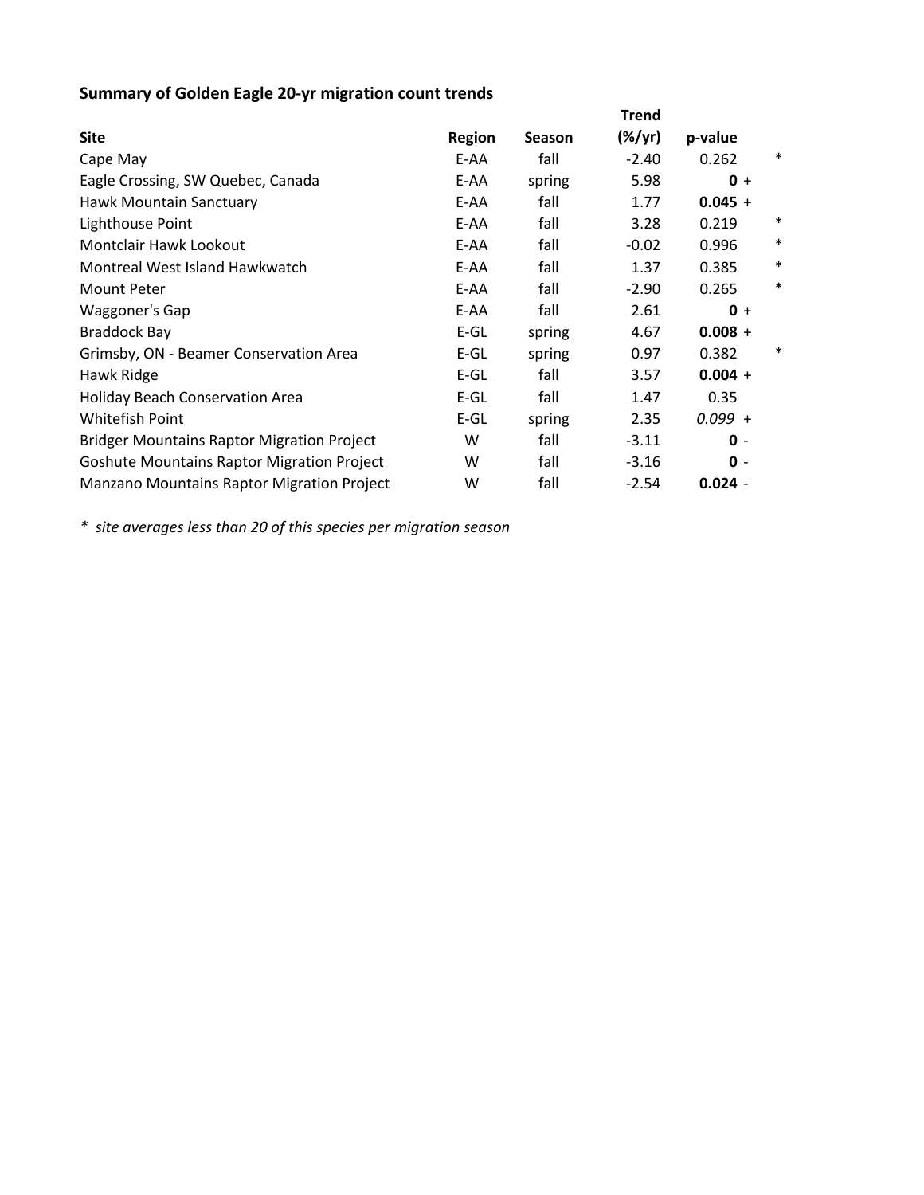**Summary of Golden Eagle 20-yr migration count trends**

| Site | Region | Season | Trend (%/yr) | p-value | | |
|---|---|---|---|---|---|---|
| Cape May | E-AA | fall | -2.40 | 0.262 | | * |
| Eagle Crossing, SW Quebec, Canada | E-AA | spring | 5.98 | **0** | + | |
| Hawk Mountain Sanctuary | E-AA | fall | 1.77 | **0.045** | + | |
| Lighthouse Point | E-AA | fall | 3.28 | 0.219 | | * |
| Montclair Hawk Lookout | E-AA | fall | -0.02 | 0.996 | | * |
| Montreal West Island Hawkwatch | E-AA | fall | 1.37 | 0.385 | | * |
| Mount Peter | E-AA | fall | -2.90 | 0.265 | | * |
| Waggoner's Gap | E-AA | fall | 2.61 | **0** | + | |
| Braddock Bay | E-GL | spring | 4.67 | **0.008** | + | |
| Grimsby, ON - Beamer Conservation Area | E-GL | spring | 0.97 | 0.382 | | * |
| Hawk Ridge | E-GL | fall | 3.57 | **0.004** | + | |
| Holiday Beach Conservation Area | E-GL | fall | 1.47 | 0.35 | | |
| Whitefish Point | E-GL | spring | 2.35 | *0.099* | + | |
| Bridger Mountains Raptor Migration Project | W | fall | -3.11 | **0** | - | |
| Goshute Mountains Raptor Migration Project | W | fall | -3.16 | **0** | - | |
| Manzano Mountains Raptor Migration Project | W | fall | -2.54 | **0.024** | - | |

*\* site averages less than 20 of this species per migration season*